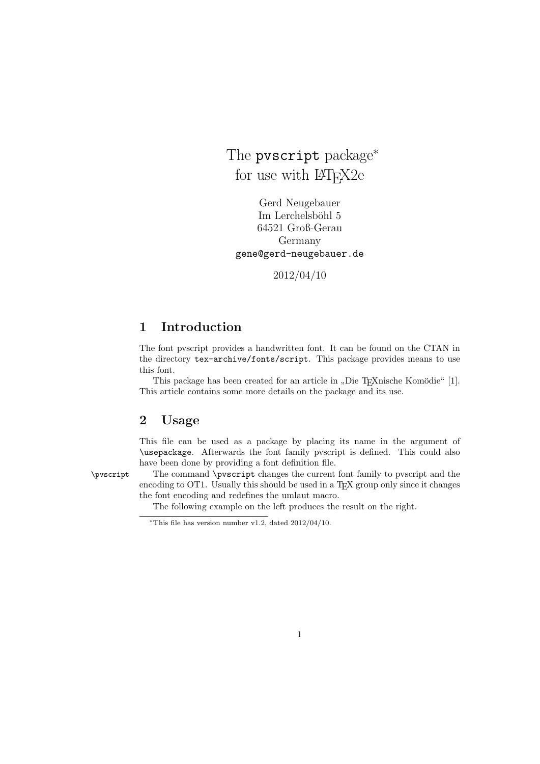# The `pvscript` package* for use with LaTeX2e

Gerd Neugebauer
Im Lerchelsböhl 5
64521 Groß-Gerau
Germany
`gene@gerd-neugebauer.de`

2012/04/10

## 1 Introduction

The font pvscript provides a handwritten font. It can be found on the CTAN in the directory `tex-archive/fonts/script`. This package provides means to use this font.

This package has been created for an article in „Die TeXnische Komödie" [1]. This article contains some more details on the package and its use.

## 2 Usage

This file can be used as a package by placing its name in the argument of `\usepackage`. Afterwards the font family pvscript is defined. This could also have been done by providing a font definition file.

`\pvscript` The command `\pvscript` changes the current font family to pvscript and the encoding to OT1. Usually this should be used in a TeX group only since it changes the font encoding and redefines the umlaut macro.

The following example on the left produces the result on the right.

*This file has version number v1.2, dated 2012/04/10.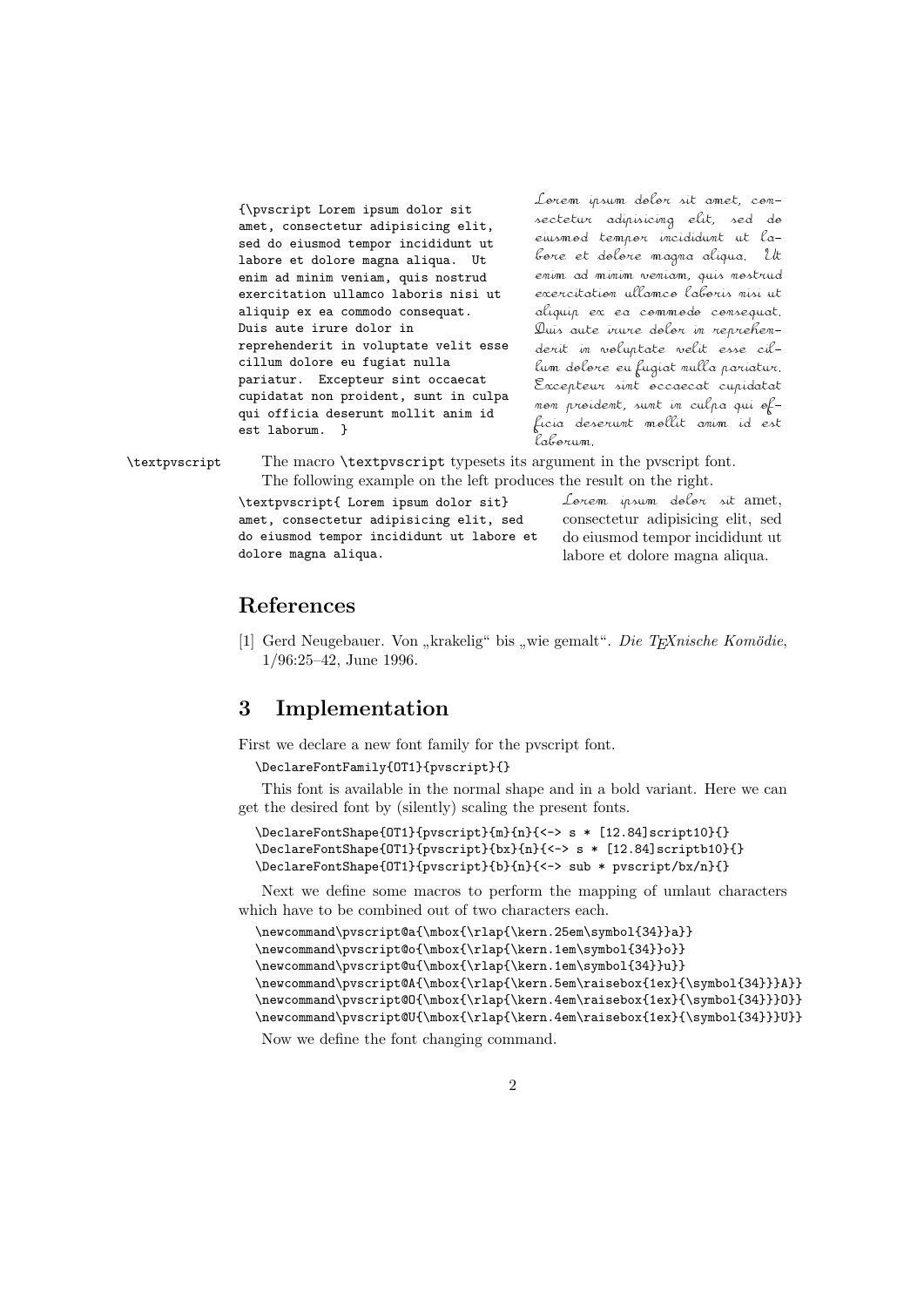```
{\pvscript Lorem ipsum dolor sit
amet, consectetur adipisicing elit,
sed do eiusmod tempor incididunt ut
labore et dolore magna aliqua.  Ut
enim ad minim veniam, quis nostrud
exercitation ullamco laboris nisi ut
aliquip ex ea commodo consequat.
Duis aute irure dolor in
reprehenderit in voluptate velit esse
cillum dolore eu fugiat nulla
pariatur.  Excepteur sint occaecat
cupidatat non proident, sunt in culpa
qui officia deserunt mollit anim id
est laborum.  }
```

Lorem ipsum dolor sit amet, consectetur adipisicing elit, sed do eiusmod tempor incididunt ut labore et dolore magna aliqua. Ut enim ad minim veniam, quis nostrud exercitation ullamco laboris nisi ut aliquip ex ea commodo consequat. Duis aute irure dolor in reprehenderit in voluptate velit esse cillum dolore eu fugiat nulla pariatur. Excepteur sint occaecat cupidatat non proident, sunt in culpa qui officia deserunt mollit anim id est laborum.

`\textpvscript` The macro `\textpvscript` typesets its argument in the pvscript font. The following example on the left produces the result on the right.

```
\textpvscript{ Lorem ipsum dolor sit}
amet, consectetur adipisicing elit, sed
do eiusmod tempor incididunt ut labore et
dolore magna aliqua.
```

Lorem ipsum dolor sit amet, consectetur adipisicing elit, sed do eiusmod tempor incididunt ut labore et dolore magna aliqua.

## References

[1] Gerd Neugebauer. Von „krakelig“ bis „wie gemalt“. *Die TEXnische Komödie*, 1/96:25–42, June 1996.

## 3 Implementation

First we declare a new font family for the pvscript font.

```
\DeclareFontFamily{OT1}{pvscript}{}
```

This font is available in the normal shape and in a bold variant. Here we can get the desired font by (silently) scaling the present fonts.

```
\DeclareFontShape{OT1}{pvscript}{m}{n}{<-> s * [12.84]script10}{}
\DeclareFontShape{OT1}{pvscript}{bx}{n}{<-> s * [12.84]scriptb10}{}
\DeclareFontShape{OT1}{pvscript}{b}{n}{<-> sub * pvscript/bx/n}{}
```

Next we define some macros to perform the mapping of umlaut characters which have to be combined out of two characters each.

```
\newcommand\pvscript@a{\mbox{\rlap{\kern.25em\symbol{34}}a}}
\newcommand\pvscript@o{\mbox{\rlap{\kern.1em\symbol{34}}o}}
\newcommand\pvscript@u{\mbox{\rlap{\kern.1em\symbol{34}}u}}
\newcommand\pvscript@A{\mbox{\rlap{\kern.5em\raisebox{1ex}{\symbol{34}}}A}}
\newcommand\pvscript@O{\mbox{\rlap{\kern.4em\raisebox{1ex}{\symbol{34}}}O}}
\newcommand\pvscript@U{\mbox{\rlap{\kern.4em\raisebox{1ex}{\symbol{34}}}U}}
```

Now we define the font changing command.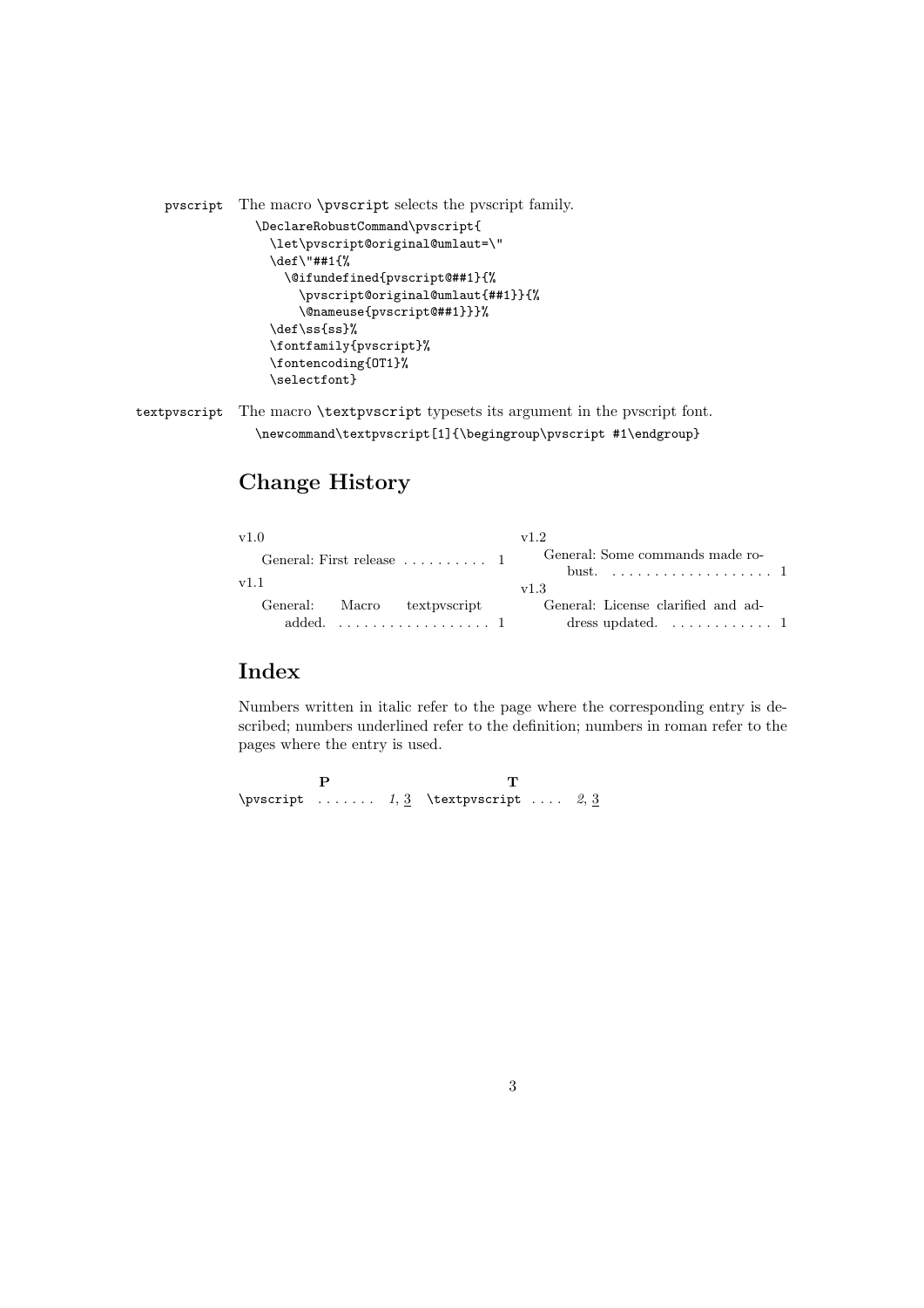pvscript The macro `\pvscript` selects the pvscript family.

```
\DeclareRobustCommand\pvscript{
  \let\pvscript@original@umlaut=\"
  \def\"##1{%
    \@ifundefined{pvscript@##1}{%
      \pvscript@original@umlaut{##1}}{%
      \@nameuse{pvscript@##1}}}%
  \def\ss{ss}%
  \fontfamily{pvscript}%
  \fontencoding{OT1}%
  \selectfont}
```

textpvscript The macro `\textpvscript` typesets its argument in the pvscript font.

```
\newcommand\textpvscript[1]{\begingroup\pvscript #1\endgroup}
```

## Change History

v1.0

General: First release . . . . . . . . . . 1

v1.1

General: Macro textpvscript added. . . . . . . . . . . . . . . . . . . 1

v1.2

General: Some commands made robust. . . . . . . . . . . . . . . . . . . . 1

v1.3

General: License clarified and address updated. . . . . . . . . . . . 1

## Index

Numbers written in italic refer to the page where the corresponding entry is described; numbers underlined refer to the definition; numbers in roman refer to the pages where the entry is used.

**P**

`\pvscript` . . . . . . . *1*, 3

**T**

`\textpvscript` . . . . *2*, 3